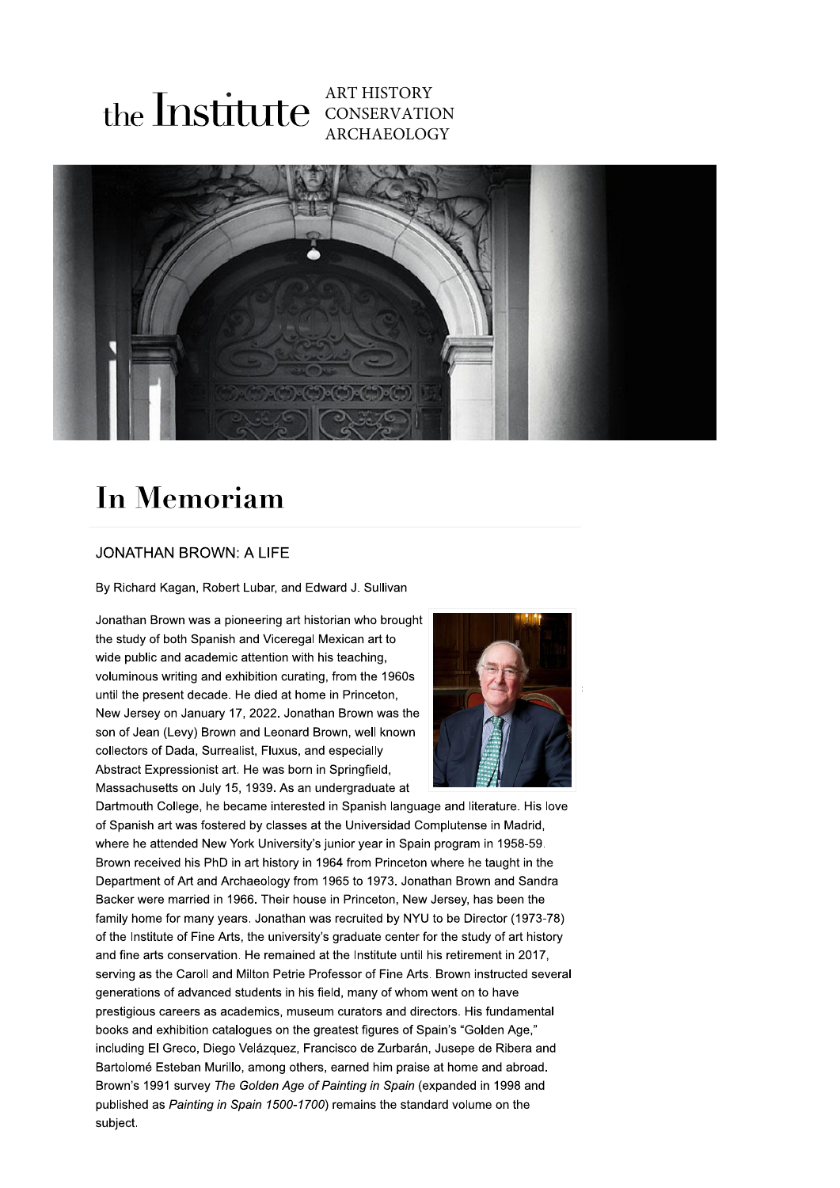the Institute ART HISTORY CONSERVATION ARCHAEOLOGY

# In Memoriam

## JONATHAN BROWN: A LIFE

By Richard Kagan, Robert Lubar, and Edward J. Sullivan

Jonathan Brown was a pioneering art historian who brought the study of both Spanish and Viceregal Mexican art to wide public and academic attention with his teaching, voluminous writing and exhibition curating, from the 1960s until the present decade. He died at home in Princeton, New Jersey on January 17, 2022. Jonathan Brown was the son of Jean (Levy) Brown and Leonard Brown, well known collectors of Dada, Surrealist, Fluxus, and especially Abstract Expressionist art. He was born in Springfield, Massachusetts on July 15, 1939. As an undergraduate at Dartmouth College, he became interested in Spanish language and literature. His love of Spanish art was fostered by classes at the Universidad Complutense in Madrid, where he attended New York University's junior year in Spain program in 1958-59. Brown received his PhD in art history in 1964 from Princeton where he taught in the Department of Art and Archaeology from 1965 to 1973. Jonathan Brown and Sandra Backer were married in 1966. Their house in Princeton, New Jersey, has been the family home for many years. Jonathan was recruited by NYU to be Director (1973-78) of the Institute of Fine Arts, the university's graduate center for the study of art history and fine arts conservation. He remained at the Institute until his retirement in 2017, serving as the Caroll and Milton Petrie Professor of Fine Arts. Brown instructed several generations of advanced students in his field, many of whom went on to have prestigious careers as academics, museum curators and directors. His fundamental books and exhibition catalogues on the greatest figures of Spain's "Golden Age," including El Greco, Diego Velázquez, Francisco de Zurbarán, Jusepe de Ribera and Bartolomé Esteban Murillo, among others, earned him praise at home and abroad. Brown's 1991 survey *The Golden Age of Painting in Spain* (expanded in 1998 and published as *Painting in Spain 1500-1700*) remains the standard volume on the subject.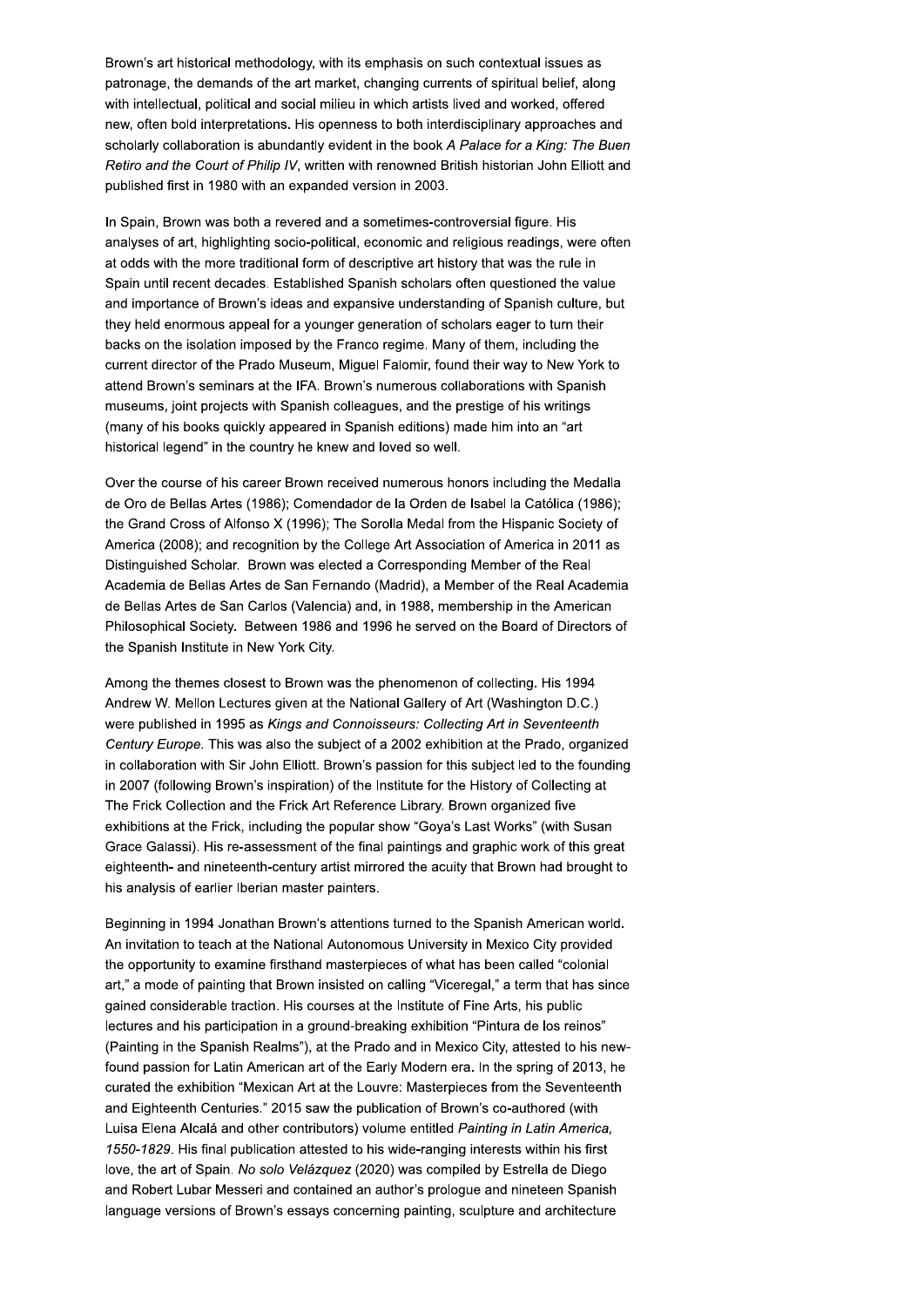Brown's art historical methodology, with its emphasis on such contextual issues as patronage, the demands of the art market, changing currents of spiritual belief, along with intellectual, political and social milieu in which artists lived and worked, offered new, often bold interpretations. His openness to both interdisciplinary approaches and scholarly collaboration is abundantly evident in the book *A Palace for a King: The Buen Retiro and the Court of Philip IV*, written with renowned British historian John Elliott and published first in 1980 with an expanded version in 2003.

In Spain, Brown was both a revered and a sometimes-controversial figure. His analyses of art, highlighting socio-political, economic and religious readings, were often at odds with the more traditional form of descriptive art history that was the rule in Spain until recent decades. Established Spanish scholars often questioned the value and importance of Brown's ideas and expansive understanding of Spanish culture, but they held enormous appeal for a younger generation of scholars eager to turn their backs on the isolation imposed by the Franco regime. Many of them, including the current director of the Prado Museum, Miguel Falomir, found their way to New York to attend Brown's seminars at the IFA. Brown's numerous collaborations with Spanish museums, joint projects with Spanish colleagues, and the prestige of his writings (many of his books quickly appeared in Spanish editions) made him into an "art historical legend" in the country he knew and loved so well.

Over the course of his career Brown received numerous honors including the Medalla de Oro de Bellas Artes (1986); Comendador de la Orden de Isabel la Católica (1986); the Grand Cross of Alfonso X (1996); The Sorolla Medal from the Hispanic Society of America (2008); and recognition by the College Art Association of America in 2011 as Distinguished Scholar. Brown was elected a Corresponding Member of the Real Academia de Bellas Artes de San Fernando (Madrid), a Member of the Real Academia de Bellas Artes de San Carlos (Valencia) and, in 1988, membership in the American Philosophical Society. Between 1986 and 1996 he served on the Board of Directors of the Spanish Institute in New York City.

Among the themes closest to Brown was the phenomenon of collecting. His 1994 Andrew W. Mellon Lectures given at the National Gallery of Art (Washington D.C.) were published in 1995 as *Kings and Connoisseurs: Collecting Art in Seventeenth Century Europe*. This was also the subject of a 2002 exhibition at the Prado, organized in collaboration with Sir John Elliott. Brown's passion for this subject led to the founding in 2007 (following Brown's inspiration) of the Institute for the History of Collecting at The Frick Collection and the Frick Art Reference Library. Brown organized five exhibitions at the Frick, including the popular show "Goya's Last Works" (with Susan Grace Galassi). His re-assessment of the final paintings and graphic work of this great eighteenth- and nineteenth-century artist mirrored the acuity that Brown had brought to his analysis of earlier Iberian master painters.

Beginning in 1994 Jonathan Brown's attentions turned to the Spanish American world. An invitation to teach at the National Autonomous University in Mexico City provided the opportunity to examine firsthand masterpieces of what has been called "colonial art," a mode of painting that Brown insisted on calling "Viceregal," a term that has since gained considerable traction. His courses at the Institute of Fine Arts, his public lectures and his participation in a ground-breaking exhibition "Pintura de los reinos" (Painting in the Spanish Realms"), at the Prado and in Mexico City, attested to his new-found passion for Latin American art of the Early Modern era. In the spring of 2013, he curated the exhibition "Mexican Art at the Louvre: Masterpieces from the Seventeenth and Eighteenth Centuries." 2015 saw the publication of Brown's co-authored (with Luisa Elena Alcalá and other contributors) volume entitled *Painting in Latin America, 1550-1829*. His final publication attested to his wide-ranging interests within his first love, the art of Spain. *No solo Velázquez* (2020) was compiled by Estrella de Diego and Robert Lubar Messeri and contained an author's prologue and nineteen Spanish language versions of Brown's essays concerning painting, sculpture and architecture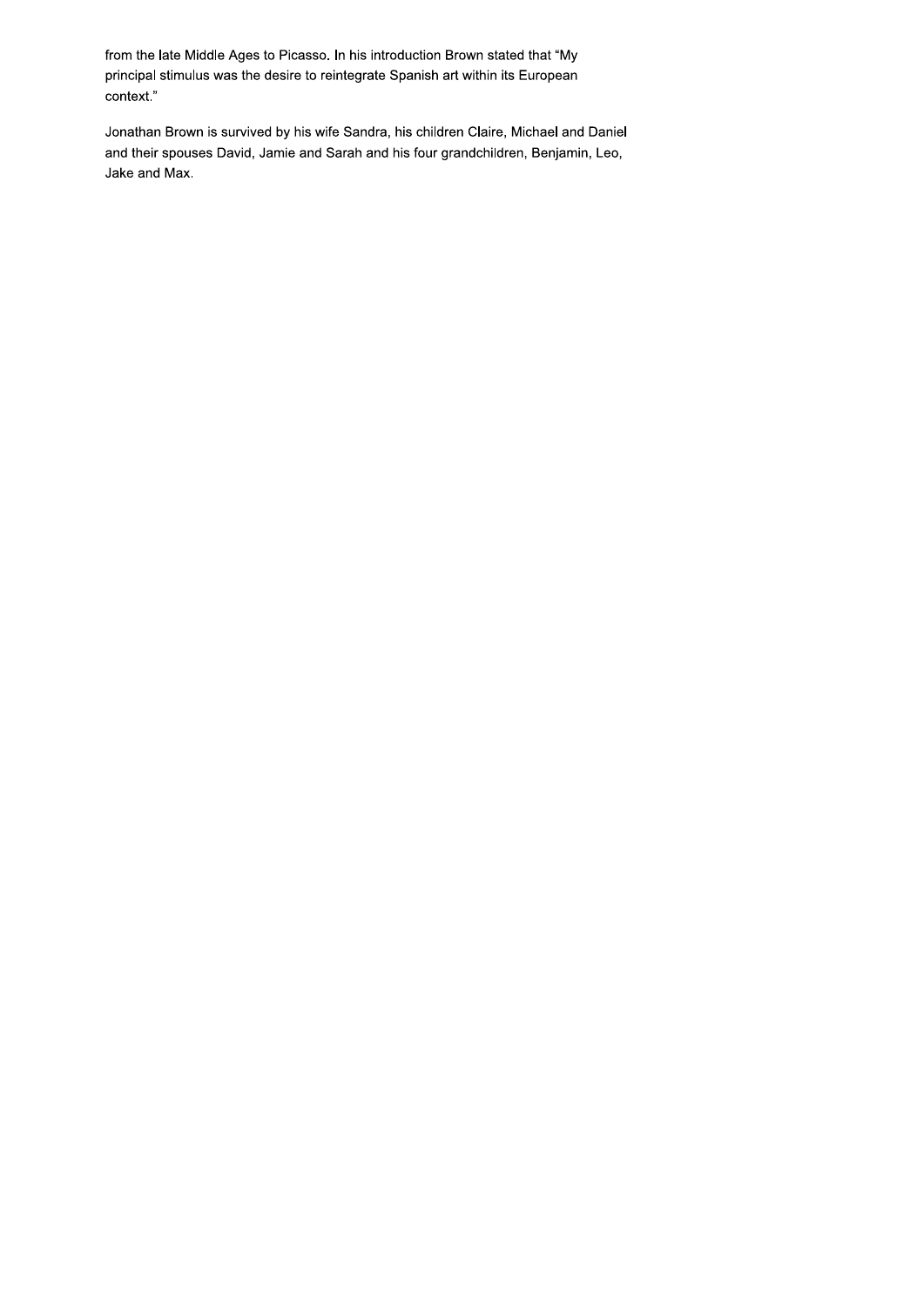from the late Middle Ages to Picasso. In his introduction Brown stated that "My principal stimulus was the desire to reintegrate Spanish art within its European context."

Jonathan Brown is survived by his wife Sandra, his children Claire, Michael and Daniel and their spouses David, Jamie and Sarah and his four grandchildren, Benjamin, Leo, Jake and Max.